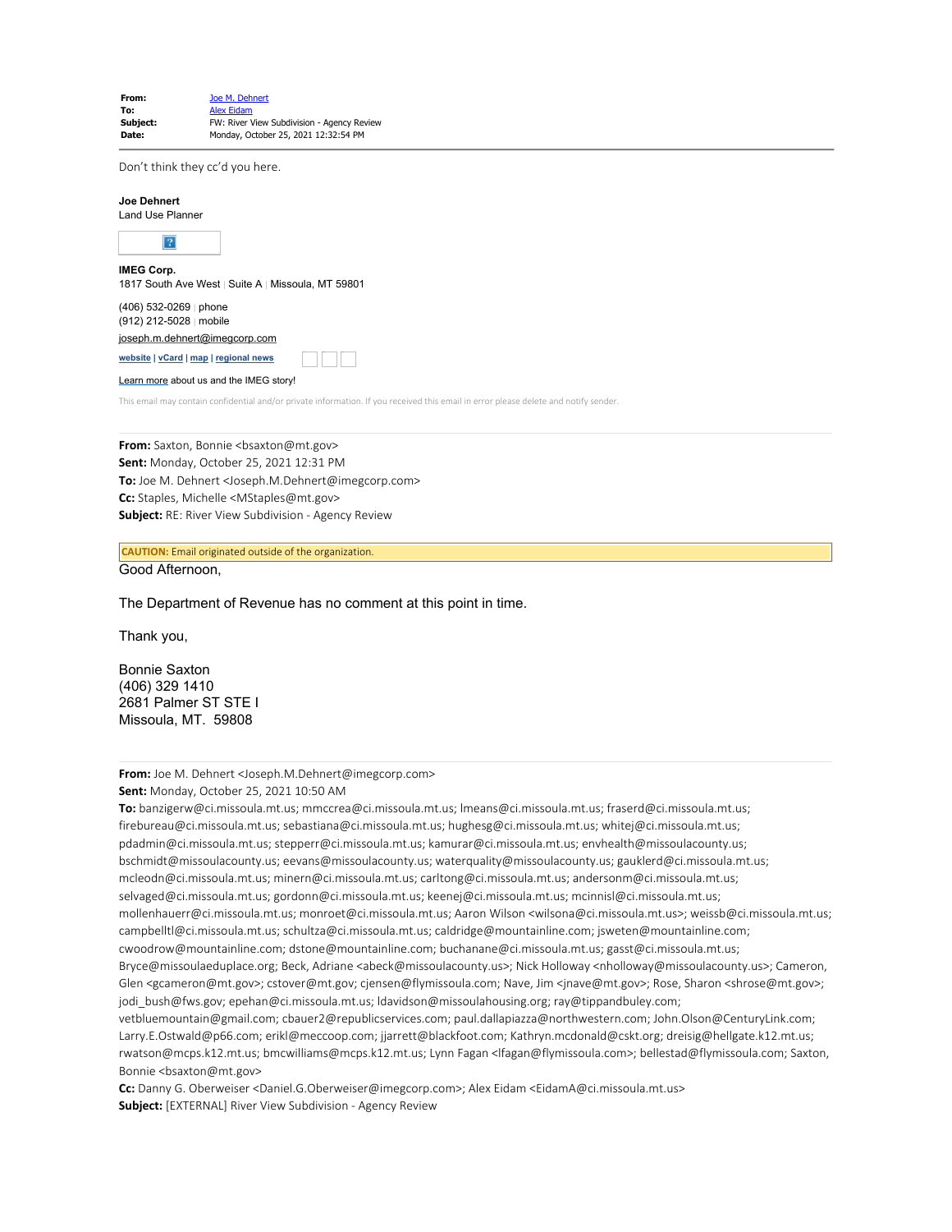| | |
|---|---|
| **From:** | Joe M. Dehnert |
| **To:** | Alex Eidam |
| **Subject:** | FW: River View Subdivision - Agency Review |
| **Date:** | Monday, October 25, 2021 12:32:54 PM |

---

Don't think they cc'd you here.

**Joe Dehnert**
Land Use Planner

**IMEG Corp.**
1817 South Ave West | Suite A | Missoula, MT 59801

(406) 532-0269 | phone
(912) 212-5028 | mobile
joseph.m.dehnert@imegcorp.com

website | vCard | map | regional news

Learn more about us and the IMEG story!

This email may contain confidential and/or private information. If you received this email in error please delete and notify sender.

---

**From:** Saxton, Bonnie <bsaxton@mt.gov>
**Sent:** Monday, October 25, 2021 12:31 PM
**To:** Joe M. Dehnert <Joseph.M.Dehnert@imegcorp.com>
**Cc:** Staples, Michelle <MStaples@mt.gov>
**Subject:** RE: River View Subdivision - Agency Review

**CAUTION:** Email originated outside of the organization.

Good Afternoon,

The Department of Revenue has no comment at this point in time.

Thank you,

Bonnie Saxton
(406) 329 1410
2681 Palmer ST STE I
Missoula, MT. 59808

---

**From:** Joe M. Dehnert <Joseph.M.Dehnert@imegcorp.com>
**Sent:** Monday, October 25, 2021 10:50 AM
**To:** banzigerw@ci.missoula.mt.us; mmccrea@ci.missoula.mt.us; lmeans@ci.missoula.mt.us; fraserd@ci.missoula.mt.us; firebureau@ci.missoula.mt.us; sebastiana@ci.missoula.mt.us; hughesg@ci.missoula.mt.us; whitej@ci.missoula.mt.us; pdadmin@ci.missoula.mt.us; stepperr@ci.missoula.mt.us; kamurar@ci.missoula.mt.us; envhealth@missoulacounty.us; bschmidt@missoulacounty.us; eevans@missoulacounty.us; waterquality@missoulacounty.us; gauklerd@ci.missoula.mt.us; mcleodn@ci.missoula.mt.us; minern@ci.missoula.mt.us; carltong@ci.missoula.mt.us; andersonm@ci.missoula.mt.us; selvaged@ci.missoula.mt.us; gordonn@ci.missoula.mt.us; keenej@ci.missoula.mt.us; mcinnisl@ci.missoula.mt.us; mollenhauerr@ci.missoula.mt.us; monroet@ci.missoula.mt.us; Aaron Wilson <wilsona@ci.missoula.mt.us>; weissb@ci.missoula.mt.us; campbelltl@ci.missoula.mt.us; schultza@ci.missoula.mt.us; caldridge@mountainline.com; jsweten@mountainline.com; cwoodrow@mountainline.com; dstone@mountainline.com; buchanane@ci.missoula.mt.us; gasst@ci.missoula.mt.us; Bryce@missoulaeduplace.org; Beck, Adriane <abeck@missoulacounty.us>; Nick Holloway <nholloway@missoulacounty.us>; Cameron, Glen <gcameron@mt.gov>; cstover@mt.gov; cjensen@flymissoula.com; Nave, Jim <jnave@mt.gov>; Rose, Sharon <shrose@mt.gov>; jodi_bush@fws.gov; epehan@ci.missoula.mt.us; ldavidson@missoulahousing.org; ray@tippandbuley.com; vetbluemountain@gmail.com; cbauer2@republicservices.com; paul.dallapiazza@northwestern.com; John.Olson@CenturyLink.com; Larry.E.Ostwald@p66.com; erikl@meccoop.com; jjarrett@blackfoot.com; Kathryn.mcdonald@cskt.org; dreisig@hellgate.k12.mt.us; rwatson@mcps.k12.mt.us; bmcwilliams@mcps.k12.mt.us; Lynn Fagan <lfagan@flymissoula.com>; bellestad@flymissoula.com; Saxton, Bonnie <bsaxton@mt.gov>
**Cc:** Danny G. Oberweiser <Daniel.G.Oberweiser@imegcorp.com>; Alex Eidam <EidamA@ci.missoula.mt.us>
**Subject:** [EXTERNAL] River View Subdivision - Agency Review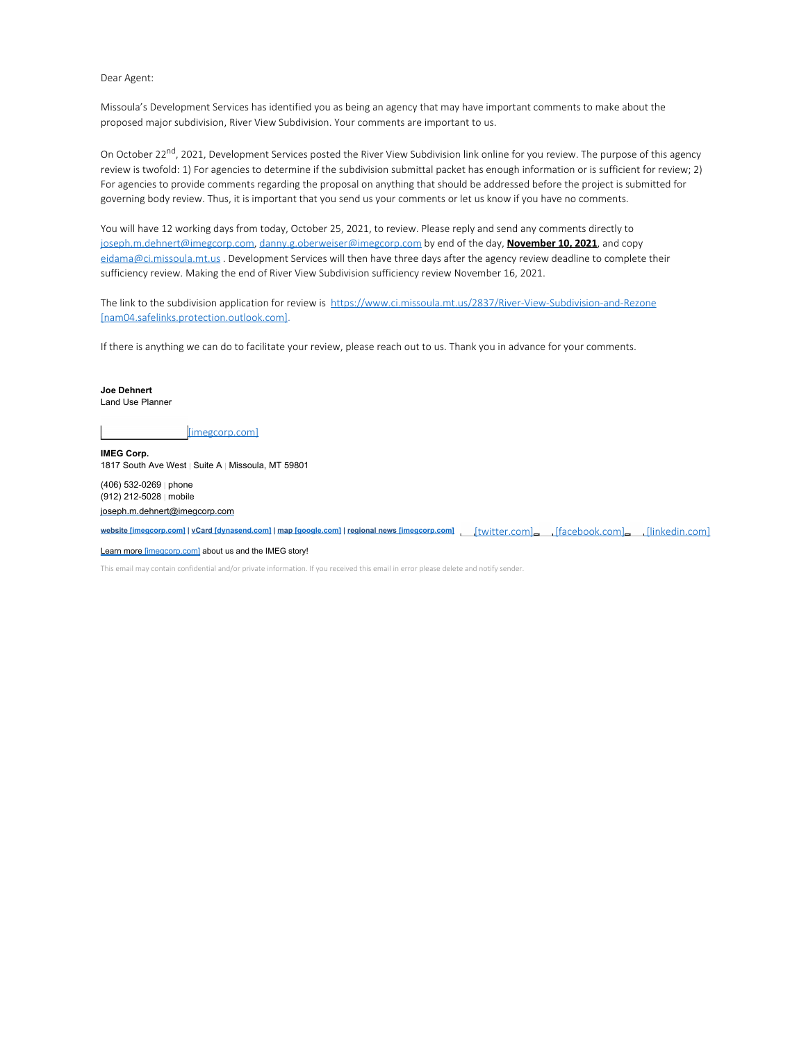Dear Agent:

Missoula's Development Services has identified you as being an agency that may have important comments to make about the proposed major subdivision, River View Subdivision. Your comments are important to us.

On October 22nd, 2021, Development Services posted the River View Subdivision link online for you review. The purpose of this agency review is twofold: 1) For agencies to determine if the subdivision submittal packet has enough information or is sufficient for review; 2) For agencies to provide comments regarding the proposal on anything that should be addressed before the project is submitted for governing body review. Thus, it is important that you send us your comments or let us know if you have no comments.

You will have 12 working days from today, October 25, 2021, to review. Please reply and send any comments directly to joseph.m.dehnert@imegcorp.com, danny.g.oberweiser@imegcorp.com by end of the day, **November 10, 2021**, and copy eidama@ci.missoula.mt.us . Development Services will then have three days after the agency review deadline to complete their sufficiency review. Making the end of River View Subdivision sufficiency review November 16, 2021.

The link to the subdivision application for review is https://www.ci.missoula.mt.us/2837/River-View-Subdivision-and-Rezone [nam04.safelinks.protection.outlook.com].

If there is anything we can do to facilitate your review, please reach out to us. Thank you in advance for your comments.

**Joe Dehnert**
Land Use Planner

[imegcorp.com]

**IMEG Corp.**
1817 South Ave West | Suite A | Missoula, MT 59801

(406) 532-0269 | phone
(912) 212-5028 | mobile
joseph.m.dehnert@imegcorp.com

website [imegcorp.com] | vCard [dynasend.com] | map [google.com] | regional news [imegcorp.com] [twitter.com] [facebook.com] [linkedin.com]

Learn more [imegcorp.com] about us and the IMEG story!

This email may contain confidential and/or private information. If you received this email in error please delete and notify sender.